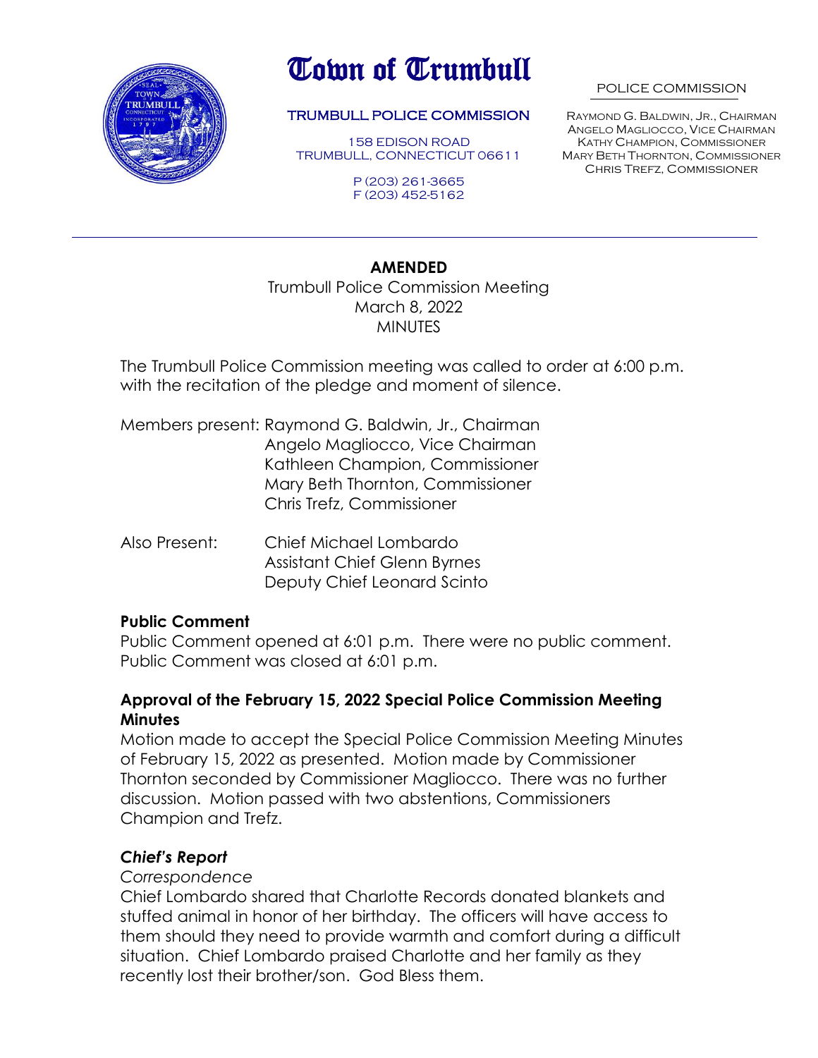# Town of Trumbull

**TRUMBULL POLICE COMMISSION**

158 EDISON ROAD
TRUMBULL, CONNECTICUT 06611

P (203) 261-3665
F (203) 452-5162

POLICE COMMISSION

Raymond G. Baldwin, Jr., Chairman
Angelo Magliocco, Vice Chairman
Kathy Champion, Commissioner
Mary Beth Thornton, Commissioner
Chris Trefz, Commissioner

---

**AMENDED**
Trumbull Police Commission Meeting
March 8, 2022
MINUTES

The Trumbull Police Commission meeting was called to order at 6:00 p.m. with the recitation of the pledge and moment of silence.

Members present: Raymond G. Baldwin, Jr., Chairman
Angelo Magliocco, Vice Chairman
Kathleen Champion, Commissioner
Mary Beth Thornton, Commissioner
Chris Trefz, Commissioner

Also Present: Chief Michael Lombardo
Assistant Chief Glenn Byrnes
Deputy Chief Leonard Scinto

**Public Comment**

Public Comment opened at 6:01 p.m. There were no public comment. Public Comment was closed at 6:01 p.m.

**Approval of the February 15, 2022 Special Police Commission Meeting Minutes**

Motion made to accept the Special Police Commission Meeting Minutes of February 15, 2022 as presented. Motion made by Commissioner Thornton seconded by Commissioner Magliocco. There was no further discussion. Motion passed with two abstentions, Commissioners Champion and Trefz.

***Chief's Report***

*Correspondence*

Chief Lombardo shared that Charlotte Records donated blankets and stuffed animal in honor of her birthday. The officers will have access to them should they need to provide warmth and comfort during a difficult situation. Chief Lombardo praised Charlotte and her family as they recently lost their brother/son. God Bless them.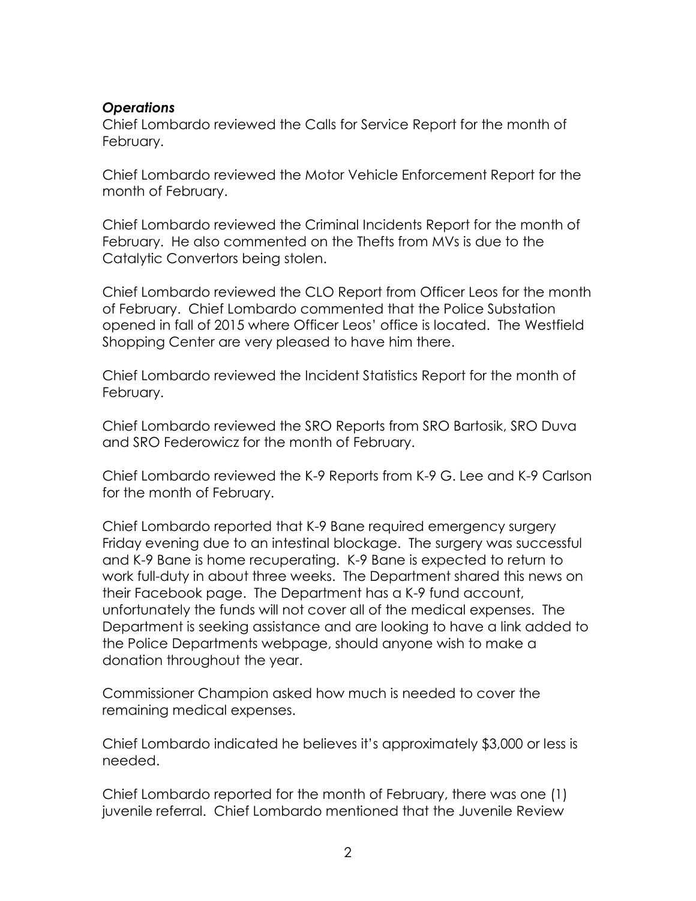***Operations***

Chief Lombardo reviewed the Calls for Service Report for the month of February.

Chief Lombardo reviewed the Motor Vehicle Enforcement Report for the month of February.

Chief Lombardo reviewed the Criminal Incidents Report for the month of February. He also commented on the Thefts from MVs is due to the Catalytic Convertors being stolen.

Chief Lombardo reviewed the CLO Report from Officer Leos for the month of February. Chief Lombardo commented that the Police Substation opened in fall of 2015 where Officer Leos' office is located. The Westfield Shopping Center are very pleased to have him there.

Chief Lombardo reviewed the Incident Statistics Report for the month of February.

Chief Lombardo reviewed the SRO Reports from SRO Bartosik, SRO Duva and SRO Federowicz for the month of February.

Chief Lombardo reviewed the K-9 Reports from K-9 G. Lee and K-9 Carlson for the month of February.

Chief Lombardo reported that K-9 Bane required emergency surgery Friday evening due to an intestinal blockage. The surgery was successful and K-9 Bane is home recuperating. K-9 Bane is expected to return to work full-duty in about three weeks. The Department shared this news on their Facebook page. The Department has a K-9 fund account, unfortunately the funds will not cover all of the medical expenses. The Department is seeking assistance and are looking to have a link added to the Police Departments webpage, should anyone wish to make a donation throughout the year.

Commissioner Champion asked how much is needed to cover the remaining medical expenses.

Chief Lombardo indicated he believes it's approximately $3,000 or less is needed.

Chief Lombardo reported for the month of February, there was one (1) juvenile referral. Chief Lombardo mentioned that the Juvenile Review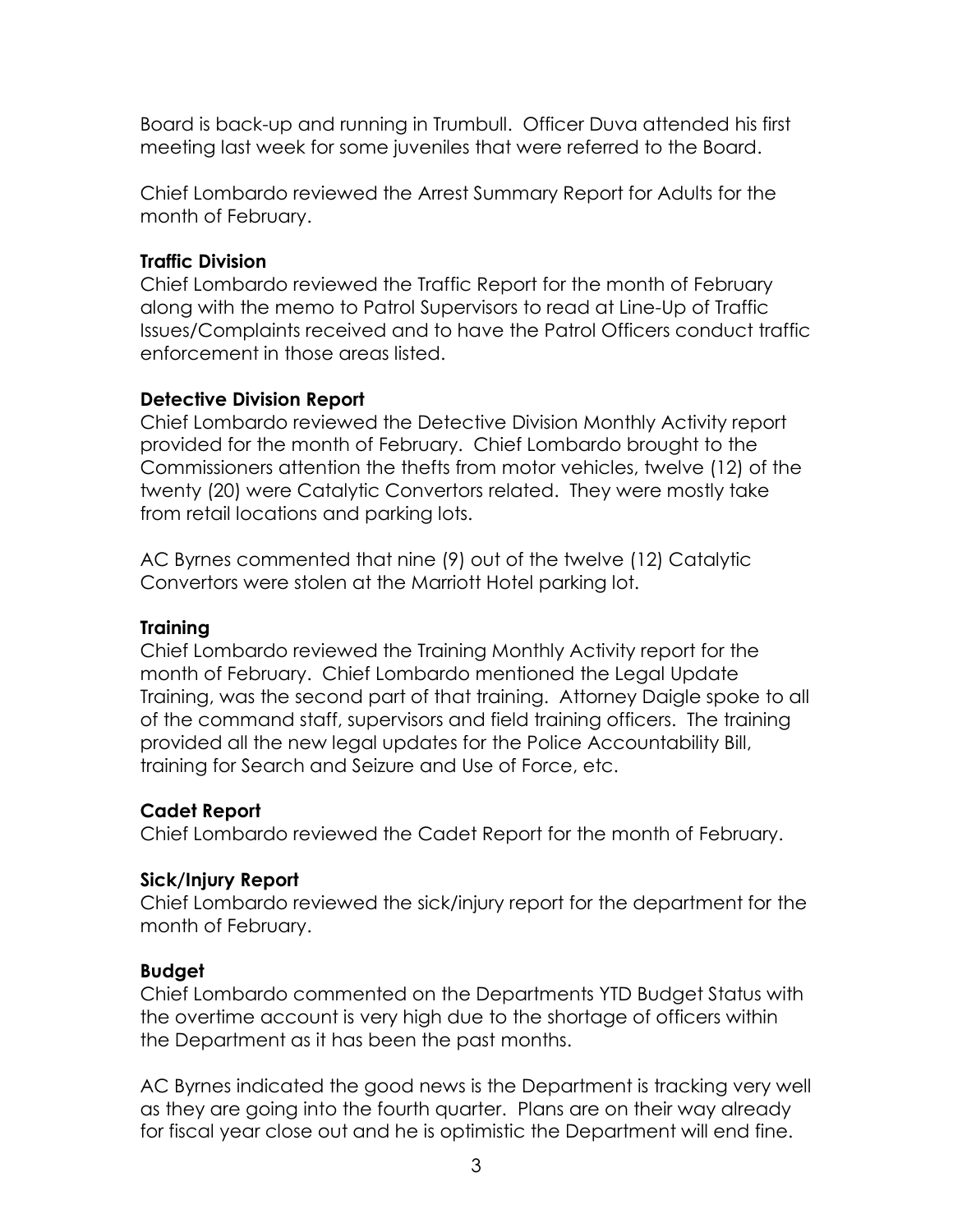Board is back-up and running in Trumbull. Officer Duva attended his first meeting last week for some juveniles that were referred to the Board.

Chief Lombardo reviewed the Arrest Summary Report for Adults for the month of February.

**Traffic Division**

Chief Lombardo reviewed the Traffic Report for the month of February along with the memo to Patrol Supervisors to read at Line-Up of Traffic Issues/Complaints received and to have the Patrol Officers conduct traffic enforcement in those areas listed.

**Detective Division Report**

Chief Lombardo reviewed the Detective Division Monthly Activity report provided for the month of February. Chief Lombardo brought to the Commissioners attention the thefts from motor vehicles, twelve (12) of the twenty (20) were Catalytic Convertors related. They were mostly take from retail locations and parking lots.

AC Byrnes commented that nine (9) out of the twelve (12) Catalytic Convertors were stolen at the Marriott Hotel parking lot.

**Training**

Chief Lombardo reviewed the Training Monthly Activity report for the month of February. Chief Lombardo mentioned the Legal Update Training, was the second part of that training. Attorney Daigle spoke to all of the command staff, supervisors and field training officers. The training provided all the new legal updates for the Police Accountability Bill, training for Search and Seizure and Use of Force, etc.

**Cadet Report**

Chief Lombardo reviewed the Cadet Report for the month of February.

**Sick/Injury Report**

Chief Lombardo reviewed the sick/injury report for the department for the month of February.

**Budget**

Chief Lombardo commented on the Departments YTD Budget Status with the overtime account is very high due to the shortage of officers within the Department as it has been the past months.

AC Byrnes indicated the good news is the Department is tracking very well as they are going into the fourth quarter. Plans are on their way already for fiscal year close out and he is optimistic the Department will end fine.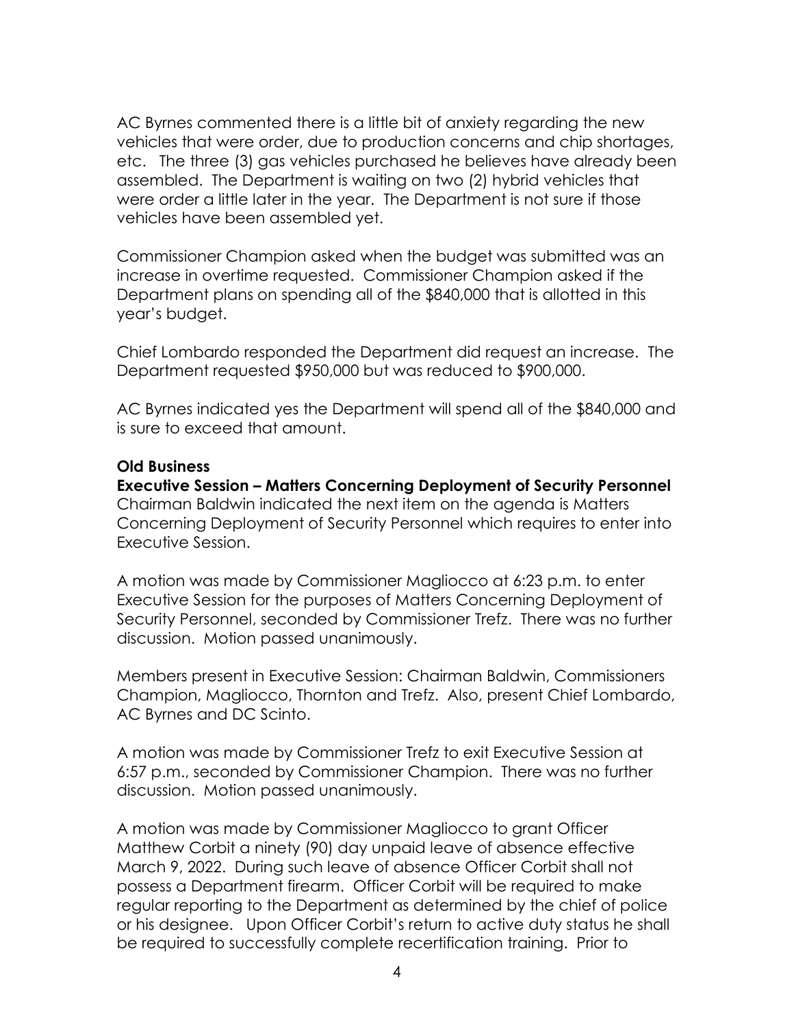AC Byrnes commented there is a little bit of anxiety regarding the new vehicles that were order, due to production concerns and chip shortages, etc. The three (3) gas vehicles purchased he believes have already been assembled. The Department is waiting on two (2) hybrid vehicles that were order a little later in the year. The Department is not sure if those vehicles have been assembled yet.

Commissioner Champion asked when the budget was submitted was an increase in overtime requested. Commissioner Champion asked if the Department plans on spending all of the $840,000 that is allotted in this year's budget.

Chief Lombardo responded the Department did request an increase. The Department requested $950,000 but was reduced to $900,000.

AC Byrnes indicated yes the Department will spend all of the $840,000 and is sure to exceed that amount.

**Old Business**

**Executive Session – Matters Concerning Deployment of Security Personnel**

Chairman Baldwin indicated the next item on the agenda is Matters Concerning Deployment of Security Personnel which requires to enter into Executive Session.

A motion was made by Commissioner Magliocco at 6:23 p.m. to enter Executive Session for the purposes of Matters Concerning Deployment of Security Personnel, seconded by Commissioner Trefz. There was no further discussion. Motion passed unanimously.

Members present in Executive Session: Chairman Baldwin, Commissioners Champion, Magliocco, Thornton and Trefz. Also, present Chief Lombardo, AC Byrnes and DC Scinto.

A motion was made by Commissioner Trefz to exit Executive Session at 6:57 p.m., seconded by Commissioner Champion. There was no further discussion. Motion passed unanimously.

A motion was made by Commissioner Magliocco to grant Officer Matthew Corbit a ninety (90) day unpaid leave of absence effective March 9, 2022. During such leave of absence Officer Corbit shall not possess a Department firearm. Officer Corbit will be required to make regular reporting to the Department as determined by the chief of police or his designee. Upon Officer Corbit's return to active duty status he shall be required to successfully complete recertification training. Prior to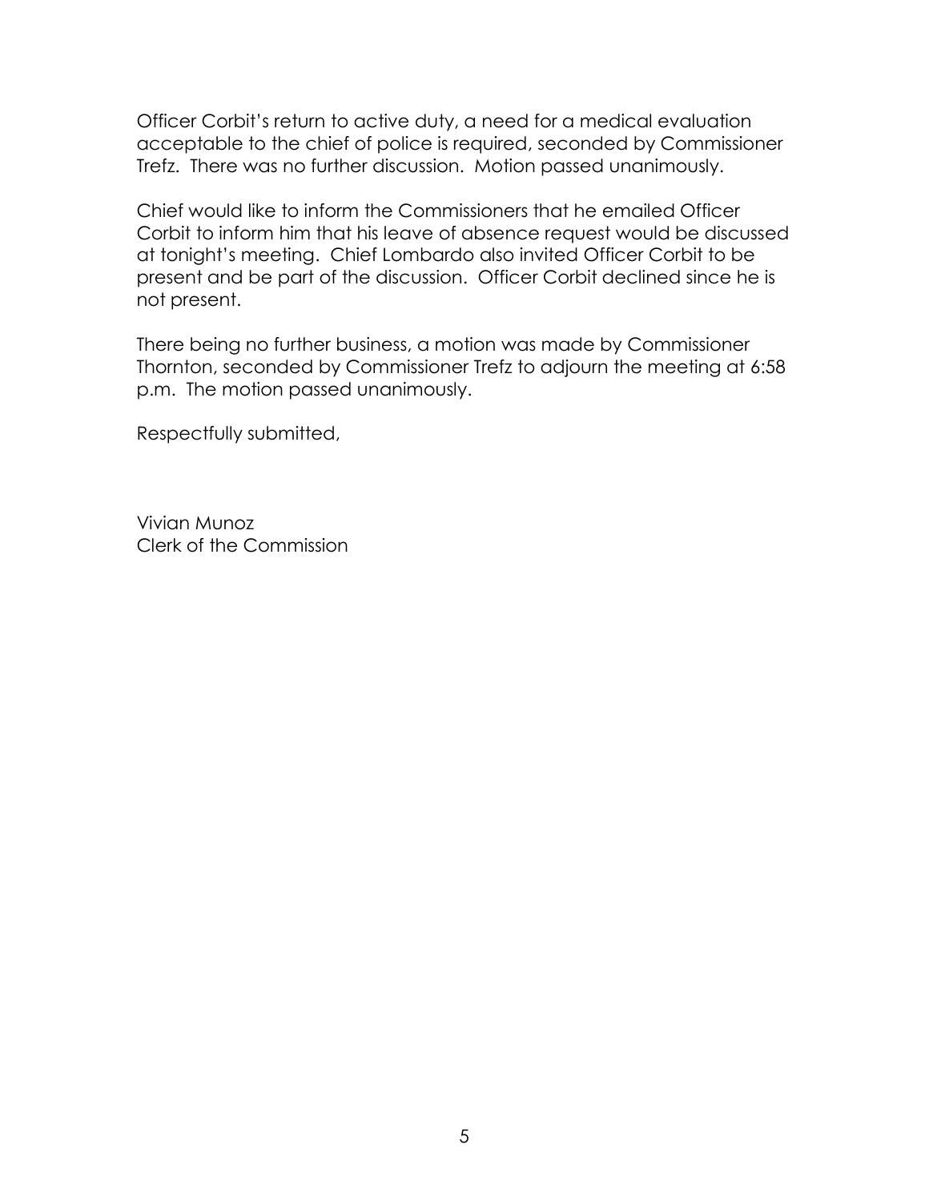Officer Corbit's return to active duty, a need for a medical evaluation acceptable to the chief of police is required, seconded by Commissioner Trefz. There was no further discussion. Motion passed unanimously.

Chief would like to inform the Commissioners that he emailed Officer Corbit to inform him that his leave of absence request would be discussed at tonight's meeting. Chief Lombardo also invited Officer Corbit to be present and be part of the discussion. Officer Corbit declined since he is not present.

There being no further business, a motion was made by Commissioner Thornton, seconded by Commissioner Trefz to adjourn the meeting at 6:58 p.m. The motion passed unanimously.

Respectfully submitted,

Vivian Munoz
Clerk of the Commission